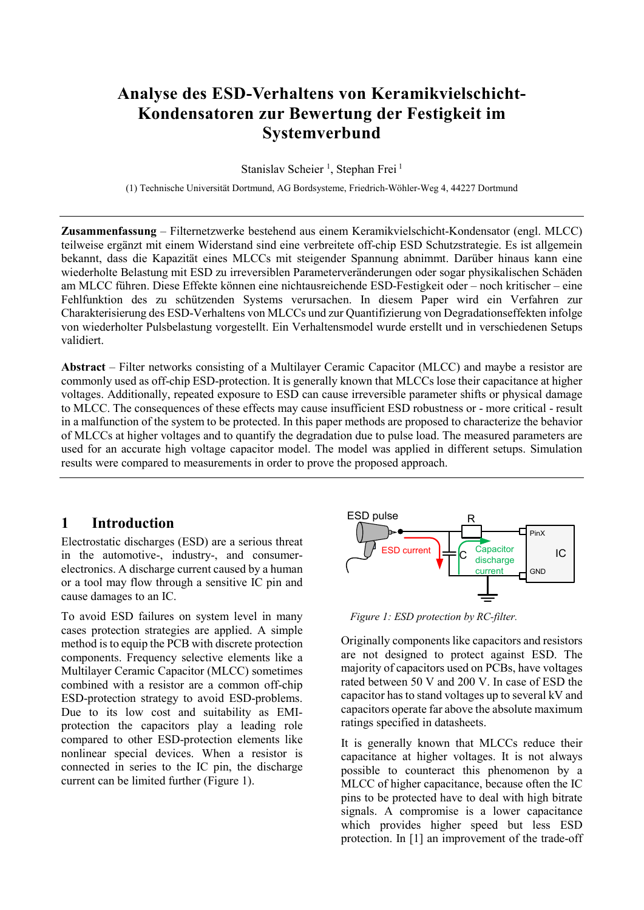# Analyse des ESD-Verhaltens von Keramikvielschicht-Kondensatoren zur Bewertung der Festigkeit im Systemverbund

Stanislav Scheier [1], Stephan Frei [1]

(1) Technische Universität Dortmund, AG Bordsysteme, Friedrich-Wöhler-Weg 4, 44227 Dortmund

---

**Zusammenfassung** – Filternetzwerke bestehend aus einem Keramikvielschicht-Kondensator (engl. MLCC) teilweise ergänzt mit einem Widerstand sind eine verbreitete off-chip ESD Schutzstrategie. Es ist allgemein bekannt, dass die Kapazität eines MLCCs mit steigender Spannung abnimmt. Darüber hinaus kann eine wiederholte Belastung mit ESD zu irreversiblen Parameterveränderungen oder sogar physikalischen Schäden am MLCC führen. Diese Effekte können eine nichtausreichende ESD-Festigkeit oder – noch kritischer – eine Fehlfunktion des zu schützenden Systems verursachen. In diesem Paper wird ein Verfahren zur Charakterisierung des ESD-Verhaltens von MLCCs und zur Quantifizierung von Degradationseffekten infolge von wiederholter Pulsbelastung vorgestellt. Ein Verhaltensmodel wurde erstellt und in verschiedenen Setups validiert.

**Abstract** – Filter networks consisting of a Multilayer Ceramic Capacitor (MLCC) and maybe a resistor are commonly used as off-chip ESD-protection. It is generally known that MLCCs lose their capacitance at higher voltages. Additionally, repeated exposure to ESD can cause irreversible parameter shifts or physical damage to MLCC. The consequences of these effects may cause insufficient ESD robustness or - more critical - result in a malfunction of the system to be protected. In this paper methods are proposed to characterize the behavior of MLCCs at higher voltages and to quantify the degradation due to pulse load. The measured parameters are used for an accurate high voltage capacitor model. The model was applied in different setups. Simulation results were compared to measurements in order to prove the proposed approach.

---

## 1 Introduction

Electrostatic discharges (ESD) are a serious threat in the automotive-, industry-, and consumer-electronics. A discharge current caused by a human or a tool may flow through a sensitive IC pin and cause damages to an IC.

To avoid ESD failures on system level in many cases protection strategies are applied. A simple method is to equip the PCB with discrete protection components. Frequency selective elements like a Multilayer Ceramic Capacitor (MLCC) sometimes combined with a resistor are a common off-chip ESD-protection strategy to avoid ESD-problems. Due to its low cost and suitability as EMI-protection the capacitors play a leading role compared to other ESD-protection elements like nonlinear special devices. When a resistor is connected in series to the IC pin, the discharge current can be limited further (Figure 1).

*Figure 1: ESD protection by RC-filter.*

Originally components like capacitors and resistors are not designed to protect against ESD. The majority of capacitors used on PCBs, have voltages rated between 50 V and 200 V. In case of ESD the capacitor has to stand voltages up to several kV and capacitors operate far above the absolute maximum ratings specified in datasheets.

It is generally known that MLCCs reduce their capacitance at higher voltages. It is not always possible to counteract this phenomenon by a MLCC of higher capacitance, because often the IC pins to be protected have to deal with high bitrate signals. A compromise is a lower capacitance which provides higher speed but less ESD protection. In [1] an improvement of the trade-off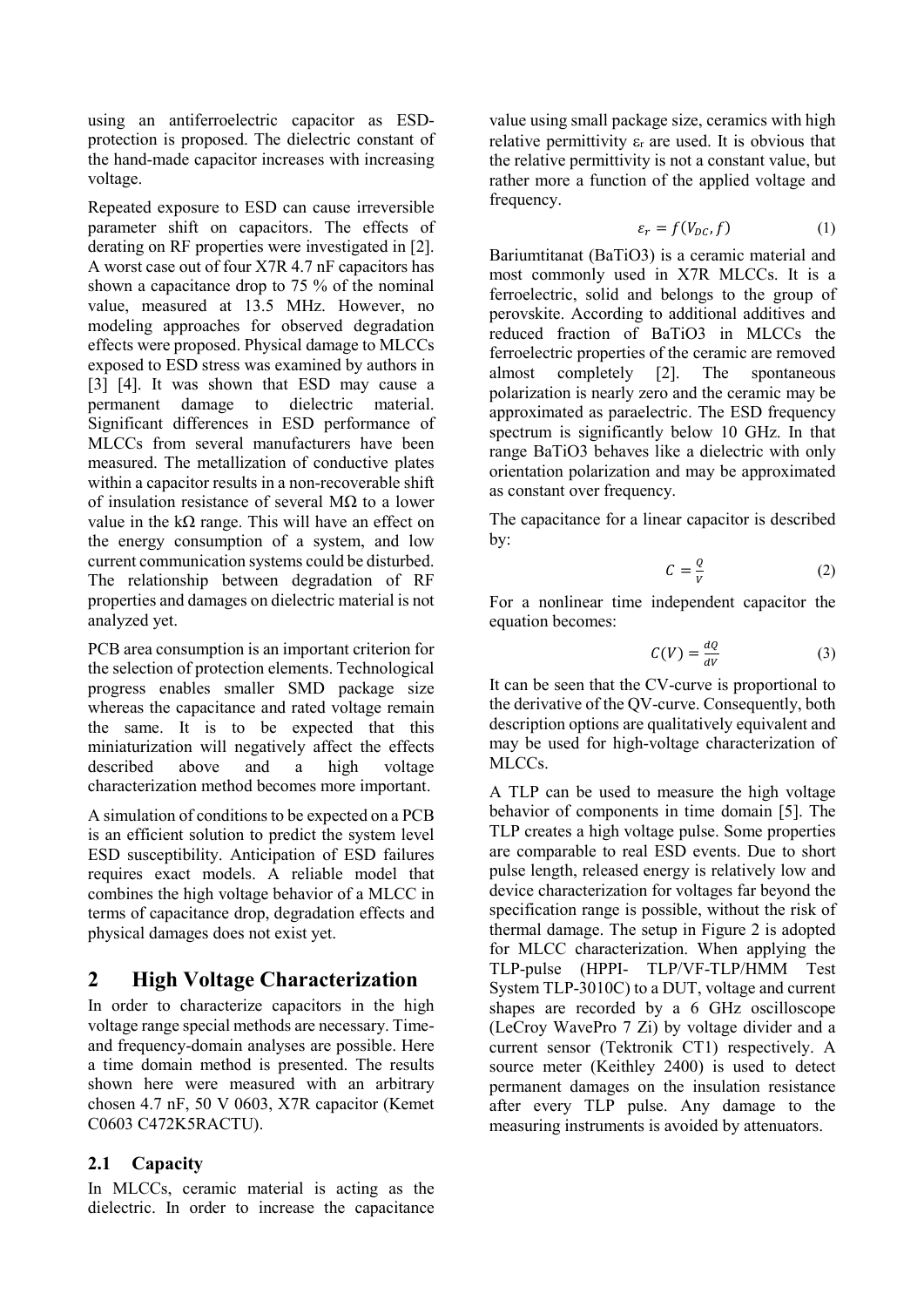using an antiferroelectric capacitor as ESD-protection is proposed. The dielectric constant of the hand-made capacitor increases with increasing voltage.

Repeated exposure to ESD can cause irreversible parameter shift on capacitors. The effects of derating on RF properties were investigated in [2]. A worst case out of four X7R 4.7 nF capacitors has shown a capacitance drop to 75 % of the nominal value, measured at 13.5 MHz. However, no modeling approaches for observed degradation effects were proposed. Physical damage to MLCCs exposed to ESD stress was examined by authors in [3] [4]. It was shown that ESD may cause a permanent damage to dielectric material. Significant differences in ESD performance of MLCCs from several manufacturers have been measured. The metallization of conductive plates within a capacitor results in a non-recoverable shift of insulation resistance of several MΩ to a lower value in the kΩ range. This will have an effect on the energy consumption of a system, and low current communication systems could be disturbed. The relationship between degradation of RF properties and damages on dielectric material is not analyzed yet.

PCB area consumption is an important criterion for the selection of protection elements. Technological progress enables smaller SMD package size whereas the capacitance and rated voltage remain the same. It is to be expected that this miniaturization will negatively affect the effects described above and a high voltage characterization method becomes more important.

A simulation of conditions to be expected on a PCB is an efficient solution to predict the system level ESD susceptibility. Anticipation of ESD failures requires exact models. A reliable model that combines the high voltage behavior of a MLCC in terms of capacitance drop, degradation effects and physical damages does not exist yet.

## 2 High Voltage Characterization

In order to characterize capacitors in the high voltage range special methods are necessary. Time- and frequency-domain analyses are possible. Here a time domain method is presented. The results shown here were measured with an arbitrary chosen 4.7 nF, 50 V 0603, X7R capacitor (Kemet C0603 C472K5RACTU).

### 2.1 Capacity

In MLCCs, ceramic material is acting as the dielectric. In order to increase the capacitance value using small package size, ceramics with high relative permittivity $\varepsilon_r$ are used. It is obvious that the relative permittivity is not a constant value, but rather more a function of the applied voltage and frequency.

$$\varepsilon_r = f(V_{DC}, f) \tag{1}$$

Bariumtitanat ($BaTiO_3$) is a ceramic material and most commonly used in X7R MLCCs. It is a ferroelectric, solid and belongs to the group of perovskite. According to additional additives and reduced fraction of $BaTiO_3$ in MLCCs the ferroelectric properties of the ceramic are removed almost completely [2]. The spontaneous polarization is nearly zero and the ceramic may be approximated as paraelectric. The ESD frequency spectrum is significantly below 10 GHz. In that range $BaTiO_3$ behaves like a dielectric with only orientation polarization and may be approximated as constant over frequency.

The capacitance for a linear capacitor is described by:

$$C = \frac{Q}{V} \tag{2}$$

For a nonlinear time independent capacitor the equation becomes:

$$C(V) = \frac{dQ}{dV} \tag{3}$$

It can be seen that the CV-curve is proportional to the derivative of the QV-curve. Consequently, both description options are qualitatively equivalent and may be used for high-voltage characterization of MLCCs.

A TLP can be used to measure the high voltage behavior of components in time domain [5]. The TLP creates a high voltage pulse. Some properties are comparable to real ESD events. Due to short pulse length, released energy is relatively low and device characterization for voltages far beyond the specification range is possible, without the risk of thermal damage. The setup in Figure 2 is adopted for MLCC characterization. When applying the TLP-pulse (HPPI- TLP/VF-TLP/HMM Test System TLP-3010C) to a DUT, voltage and current shapes are recorded by a 6 GHz oscilloscope (LeCroy WavePro 7 Zi) by voltage divider and a current sensor (Tektronik CT1) respectively. A source meter (Keithley 2400) is used to detect permanent damages on the insulation resistance after every TLP pulse. Any damage to the measuring instruments is avoided by attenuators.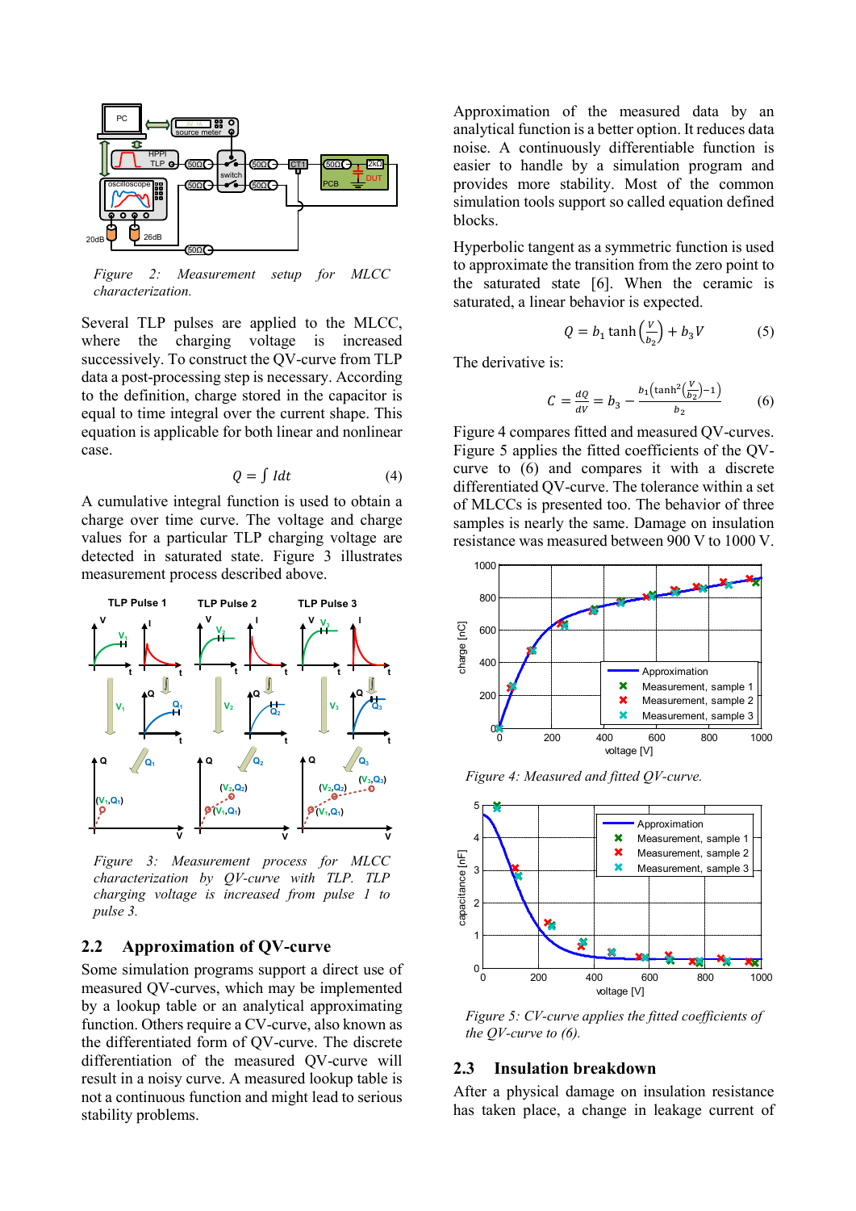*Figure 2: Measurement setup for MLCC characterization.*

Several TLP pulses are applied to the MLCC, where the charging voltage is increased successively. To construct the QV-curve from TLP data a post-processing step is necessary. According to the definition, charge stored in the capacitor is equal to time integral over the current shape. This equation is applicable for both linear and nonlinear case.

$$Q = \int I dt \tag{4}$$

A cumulative integral function is used to obtain a charge over time curve. The voltage and charge values for a particular TLP charging voltage are detected in saturated state. Figure 3 illustrates measurement process described above.

*Figure 3: Measurement process for MLCC characterization by QV-curve with TLP. TLP charging voltage is increased from pulse 1 to pulse 3.*

## 2.2 Approximation of QV-curve

Some simulation programs support a direct use of measured QV-curves, which may be implemented by a lookup table or an analytical approximating function. Others require a CV-curve, also known as the differentiated form of QV-curve. The discrete differentiation of the measured QV-curve will result in a noisy curve. A measured lookup table is not a continuous function and might lead to serious stability problems.

Approximation of the measured data by an analytical function is a better option. It reduces data noise. A continuously differentiable function is easier to handle by a simulation program and provides more stability. Most of the common simulation tools support so called equation defined blocks.

Hyperbolic tangent as a symmetric function is used to approximate the transition from the zero point to the saturated state [6]. When the ceramic is saturated, a linear behavior is expected.

$$Q = b_1 \tanh\left(\frac{V}{b_2}\right) + b_3 V \tag{5}$$

The derivative is:

$$C = \frac{dQ}{dV} = b_3 - \frac{b_1\left(\tanh^2\left(\frac{V}{b_2}\right) - 1\right)}{b_2} \tag{6}$$

Figure 4 compares fitted and measured QV-curves. Figure 5 applies the fitted coefficients of the QV-curve to (6) and compares it with a discrete differentiated QV-curve. The tolerance within a set of MLCCs is presented too. The behavior of three samples is nearly the same. Damage on insulation resistance was measured between 900 V to 1000 V.

*Figure 4: Measured and fitted QV-curve.*

*Figure 5: CV-curve applies the fitted coefficients of the QV-curve to (6).*

## 2.3 Insulation breakdown

After a physical damage on insulation resistance has taken place, a change in leakage current of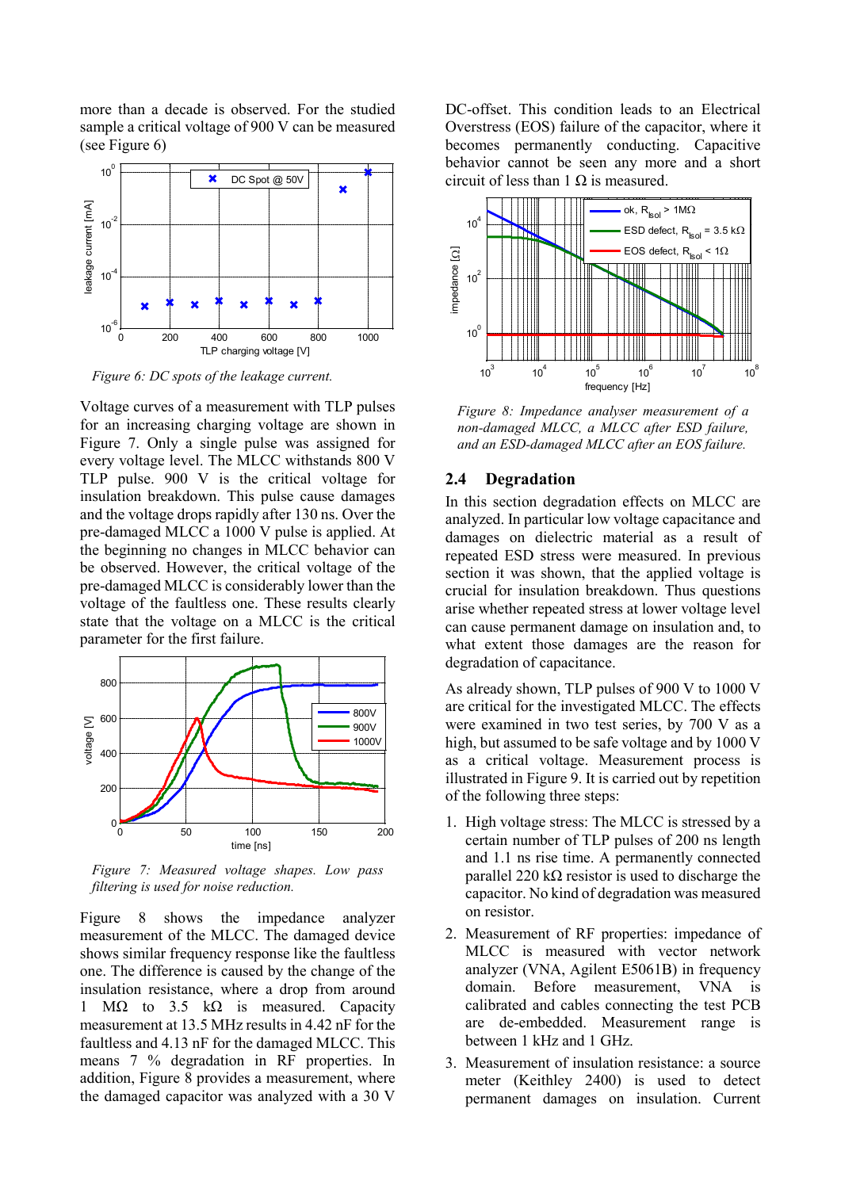more than a decade is observed. For the studied sample a critical voltage of 900 V can be measured (see Figure 6)

*Figure 6: DC spots of the leakage current.*

Voltage curves of a measurement with TLP pulses for an increasing charging voltage are shown in Figure 7. Only a single pulse was assigned for every voltage level. The MLCC withstands 800 V TLP pulse. 900 V is the critical voltage for insulation breakdown. This pulse cause damages and the voltage drops rapidly after 130 ns. Over the pre-damaged MLCC a 1000 V pulse is applied. At the beginning no changes in MLCC behavior can be observed. However, the critical voltage of the pre-damaged MLCC is considerably lower than the voltage of the faultless one. These results clearly state that the voltage on a MLCC is the critical parameter for the first failure.

*Figure 7: Measured voltage shapes. Low pass filtering is used for noise reduction.*

Figure 8 shows the impedance analyzer measurement of the MLCC. The damaged device shows similar frequency response like the faultless one. The difference is caused by the change of the insulation resistance, where a drop from around 1 MΩ to 3.5 kΩ is measured. Capacity measurement at 13.5 MHz results in 4.42 nF for the faultless and 4.13 nF for the damaged MLCC. This means 7 % degradation in RF properties. In addition, Figure 8 provides a measurement, where the damaged capacitor was analyzed with a 30 V DC-offset. This condition leads to an Electrical Overstress (EOS) failure of the capacitor, where it becomes permanently conducting. Capacitive behavior cannot be seen any more and a short circuit of less than 1 Ω is measured.

*Figure 8: Impedance analyser measurement of a non-damaged MLCC, a MLCC after ESD failure, and an ESD-damaged MLCC after an EOS failure.*

## 2.4 Degradation

In this section degradation effects on MLCC are analyzed. In particular low voltage capacitance and damages on dielectric material as a result of repeated ESD stress were measured. In previous section it was shown, that the applied voltage is crucial for insulation breakdown. Thus questions arise whether repeated stress at lower voltage level can cause permanent damage on insulation and, to what extent those damages are the reason for degradation of capacitance.

As already shown, TLP pulses of 900 V to 1000 V are critical for the investigated MLCC. The effects were examined in two test series, by 700 V as a high, but assumed to be safe voltage and by 1000 V as a critical voltage. Measurement process is illustrated in Figure 9. It is carried out by repetition of the following three steps:

1. High voltage stress: The MLCC is stressed by a certain number of TLP pulses of 200 ns length and 1.1 ns rise time. A permanently connected parallel 220 kΩ resistor is used to discharge the capacitor. No kind of degradation was measured on resistor.
2. Measurement of RF properties: impedance of MLCC is measured with vector network analyzer (VNA, Agilent E5061B) in frequency domain. Before measurement, VNA is calibrated and cables connecting the test PCB are de-embedded. Measurement range is between 1 kHz and 1 GHz.
3. Measurement of insulation resistance: a source meter (Keithley 2400) is used to detect permanent damages on insulation. Current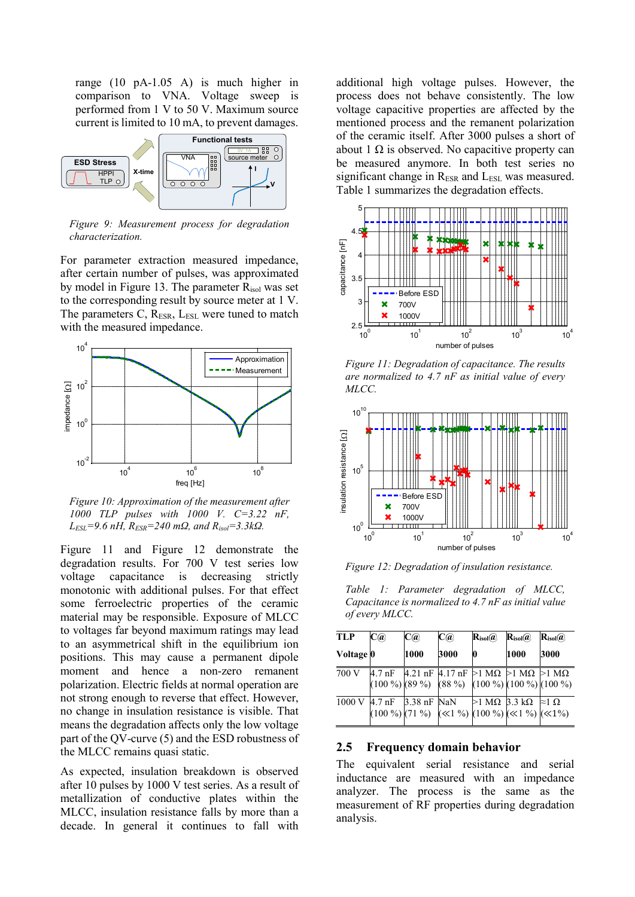range (10 pA-1.05 A) is much higher in comparison to VNA. Voltage sweep is performed from 1 V to 50 V. Maximum source current is limited to 10 mA, to prevent damages.

*Figure 9: Measurement process for degradation characterization.*

For parameter extraction measured impedance, after certain number of pulses, was approximated by model in Figure 13. The parameter $R_{isol}$ was set to the corresponding result by source meter at 1 V. The parameters C, $R_{ESR}$, $L_{ESL}$ were tuned to match with the measured impedance.

*Figure 10: Approximation of the measurement after 1000 TLP pulses with 1000 V. C=3.22 nF, $L_{ESL}$=9.6 nH, $R_{ESR}$=240 mΩ, and $R_{isol}$=3.3kΩ.*

Figure 11 and Figure 12 demonstrate the degradation results. For 700 V test series low voltage capacitance is decreasing strictly monotonic with additional pulses. For that effect some ferroelectric properties of the ceramic material may be responsible. Exposure of MLCC to voltages far beyond maximum ratings may lead to an asymmetrical shift in the equilibrium ion positions. This may cause a permanent dipole moment and hence a non-zero remanent polarization. Electric fields at normal operation are not strong enough to reverse that effect. However, no change in insulation resistance is visible. That means the degradation affects only the low voltage part of the QV-curve (5) and the ESD robustness of the MLCC remains quasi static.

As expected, insulation breakdown is observed after 10 pulses by 1000 V test series. As a result of metallization of conductive plates within the MLCC, insulation resistance falls by more than a decade. In general it continues to fall with additional high voltage pulses. However, the process does not behave consistently. The low voltage capacitive properties are affected by the mentioned process and the remanent polarization of the ceramic itself. After 3000 pulses a short of about 1 Ω is observed. No capacitive property can be measured anymore. In both test series no significant change in $R_{ESR}$ and $L_{ESL}$ was measured. Table 1 summarizes the degradation effects.

*Figure 11: Degradation of capacitance. The results are normalized to 4.7 nF as initial value of every MLCC.*

*Figure 12: Degradation of insulation resistance.*

*Table 1: Parameter degradation of MLCC, Capacitance is normalized to 4.7 nF as initial value of every MLCC.*

| TLP Voltage | C@ 0 | C@ 1000 | C@ 3000 | $R_{isol}$@ 0 | $R_{isol}$@ 1000 | $R_{isol}$@ 3000 |
|---|---|---|---|---|---|---|
| 700 V | 4.7 nF (100 %) | 4.21 nF (89 %) | 4.17 nF (88 %) | >1 MΩ (100 %) | >1 MΩ (100 %) | >1 MΩ (100 %) |
| 1000 V | 4.7 nF (100 %) | 3.38 nF (71 %) | NaN (≪1 %) | >1 MΩ (100 %) | 3.3 kΩ (≪1 %) | ≈1 Ω (≪1%) |

## 2.5 Frequency domain behavior

The equivalent serial resistance and serial inductance are measured with an impedance analyzer. The process is the same as the measurement of RF properties during degradation analysis.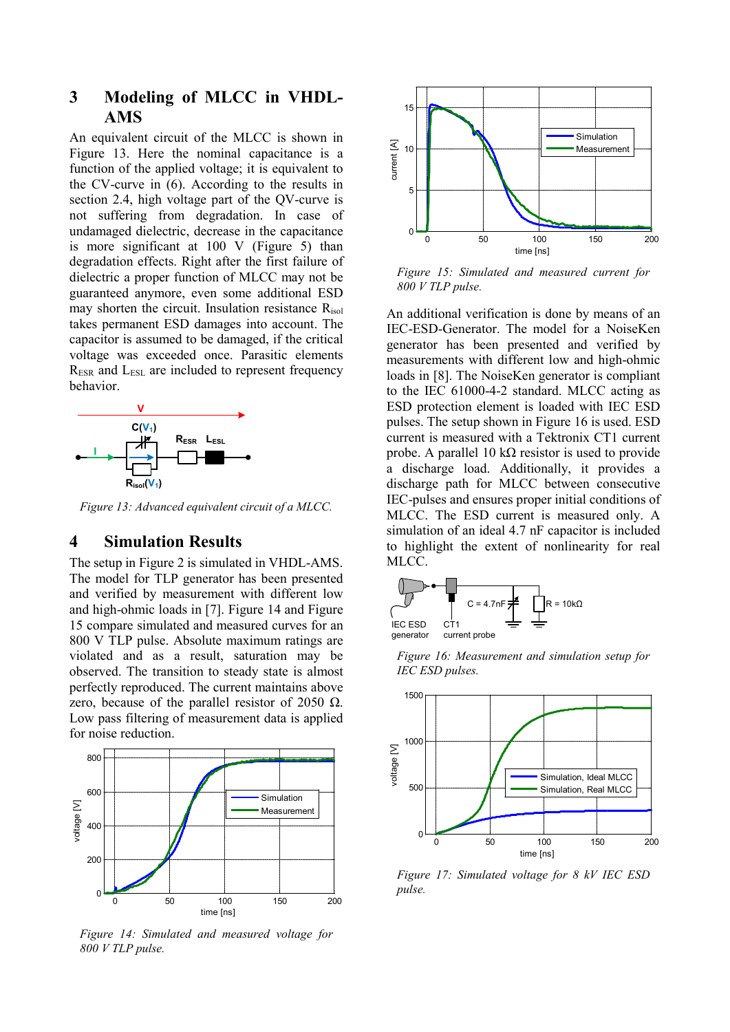## 3 Modeling of MLCC in VHDL-AMS

An equivalent circuit of the MLCC is shown in Figure 13. Here the nominal capacitance is a function of the applied voltage; it is equivalent to the CV-curve in (6). According to the results in section 2.4, high voltage part of the QV-curve is not suffering from degradation. In case of undamaged dielectric, decrease in the capacitance is more significant at 100 V (Figure 5) than degradation effects. Right after the first failure of dielectric a proper function of MLCC may not be guaranteed anymore, even some additional ESD may shorten the circuit. Insulation resistance $R_{isol}$ takes permanent ESD damages into account. The capacitor is assumed to be damaged, if the critical voltage was exceeded once. Parasitic elements $R_{ESR}$ and $L_{ESL}$ are included to represent frequency behavior.

*Figure 13: Advanced equivalent circuit of a MLCC.*

## 4 Simulation Results

The setup in Figure 2 is simulated in VHDL-AMS. The model for TLP generator has been presented and verified by measurement with different low and high-ohmic loads in [7]. Figure 14 and Figure 15 compare simulated and measured curves for an 800 V TLP pulse. Absolute maximum ratings are violated and as a result, saturation may be observed. The transition to steady state is almost perfectly reproduced. The current maintains above zero, because of the parallel resistor of 2050 Ω. Low pass filtering of measurement data is applied for noise reduction.

*Figure 14: Simulated and measured voltage for 800 V TLP pulse.*

*Figure 15: Simulated and measured current for 800 V TLP pulse.*

An additional verification is done by means of an IEC-ESD-Generator. The model for a NoiseKen generator has been presented and verified by measurements with different low and high-ohmic loads in [8]. The NoiseKen generator is compliant to the IEC 61000-4-2 standard. MLCC acting as ESD protection element is loaded with IEC ESD pulses. The setup shown in Figure 16 is used. ESD current is measured with a Tektronix CT1 current probe. A parallel 10 kΩ resistor is used to provide a discharge load. Additionally, it provides a discharge path for MLCC between consecutive IEC-pulses and ensures proper initial conditions of MLCC. The ESD current is measured only. A simulation of an ideal 4.7 nF capacitor is included to highlight the extent of nonlinearity for real MLCC.

*Figure 16: Measurement and simulation setup for IEC ESD pulses.*

*Figure 17: Simulated voltage for 8 kV IEC ESD pulse.*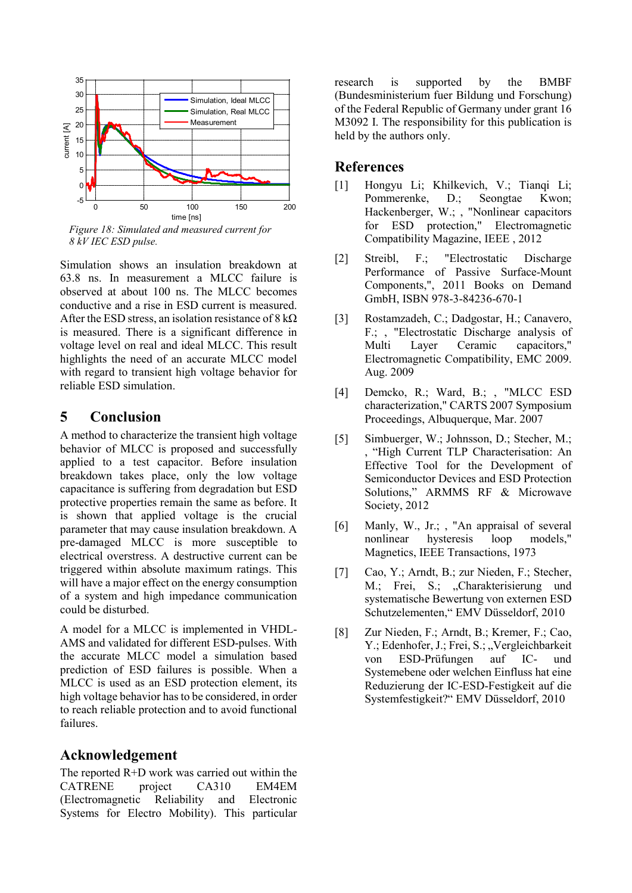35
30
25
20
15
10
5
0
-5

current [A]

0
50
100
150
200

time [ns]

Simulation, Ideal MLCC
Simulation, Real MLCC
Measurement

*Figure 18: Simulated and measured current for 8 kV IEC ESD pulse.*

Simulation shows an insulation breakdown at 63.8 ns. In measurement a MLCC failure is observed at about 100 ns. The MLCC becomes conductive and a rise in ESD current is measured. After the ESD stress, an isolation resistance of 8 kΩ is measured. There is a significant difference in voltage level on real and ideal MLCC. This result highlights the need of an accurate MLCC model with regard to transient high voltage behavior for reliable ESD simulation.

## 5 Conclusion

A method to characterize the transient high voltage behavior of MLCC is proposed and successfully applied to a test capacitor. Before insulation breakdown takes place, only the low voltage capacitance is suffering from degradation but ESD protective properties remain the same as before. It is shown that applied voltage is the crucial parameter that may cause insulation breakdown. A pre-damaged MLCC is more susceptible to electrical overstress. A destructive current can be triggered within absolute maximum ratings. This will have a major effect on the energy consumption of a system and high impedance communication could be disturbed.

A model for a MLCC is implemented in VHDL-AMS and validated for different ESD-pulses. With the accurate MLCC model a simulation based prediction of ESD failures is possible. When a MLCC is used as an ESD protection element, its high voltage behavior has to be considered, in order to reach reliable protection and to avoid functional failures.

## Acknowledgement

The reported R+D work was carried out within the CATRENE project CA310 EM4EM (Electromagnetic Reliability and Electronic Systems for Electro Mobility). This particular research is supported by the BMBF (Bundesministerium fuer Bildung und Forschung) of the Federal Republic of Germany under grant 16 M3092 I. The responsibility for this publication is held by the authors only.

## References

[1] Hongyu Li; Khilkevich, V.; Tianqi Li; Pommerenke, D.; Seongtae Kwon; Hackenberger, W.; , "Nonlinear capacitors for ESD protection," Electromagnetic Compatibility Magazine, IEEE , 2012

[2] Streibl, F.; "Electrostatic Discharge Performance of Passive Surface-Mount Components,", 2011 Books on Demand GmbH, ISBN 978-3-84236-670-1

[3] Rostamzadeh, C.; Dadgostar, H.; Canavero, F.; , "Electrostatic Discharge analysis of Multi Layer Ceramic capacitors," Electromagnetic Compatibility, EMC 2009. Aug. 2009

[4] Demcko, R.; Ward, B.; , "MLCC ESD characterization," CARTS 2007 Symposium Proceedings, Albuquerque, Mar. 2007

[5] Simbuerger, W.; Johnsson, D.; Stecher, M.; , "High Current TLP Characterisation: An Effective Tool for the Development of Semiconductor Devices and ESD Protection Solutions," ARMMS RF & Microwave Society, 2012

[6] Manly, W., Jr.; , "An appraisal of several nonlinear hysteresis loop models," Magnetics, IEEE Transactions, 1973

[7] Cao, Y.; Arndt, B.; zur Nieden, F.; Stecher, M.; Frei, S.; „Charakterisierung und systematische Bewertung von externen ESD Schutzelementen," EMV Düsseldorf, 2010

[8] Zur Nieden, F.; Arndt, B.; Kremer, F.; Cao, Y.; Edenhofer, J.; Frei, S.; „Vergleichbarkeit von ESD-Prüfungen auf IC- und Systemebene oder welchen Einfluss hat eine Reduzierung der IC-ESD-Festigkeit auf die Systemfestigkeit?" EMV Düsseldorf, 2010